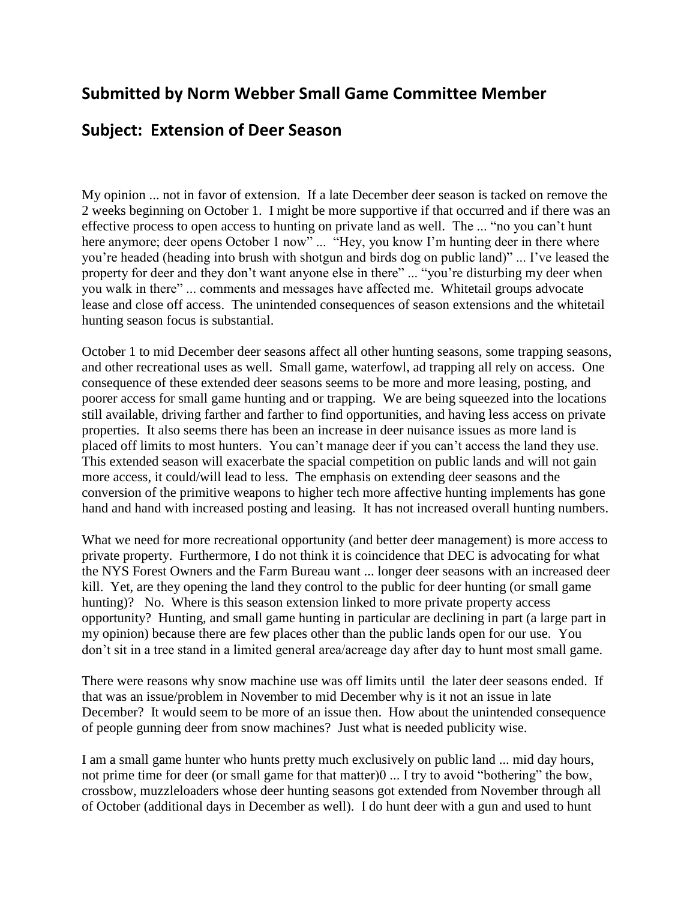## Submitted by Norm Webber Small Game Committee Member

## Subject: Extension of Deer Season

My opinion ... not in favor of extension. If a late December deer season is tacked on remove the 2 weeks beginning on October 1. I might be more supportive if that occurred and if there was an effective process to open access to hunting on private land as well. The ... "no you can't hunt here anymore; deer opens October 1 now" ... "Hey, you know I'm hunting deer in there where you're headed (heading into brush with shotgun and birds dog on public land)" ... I've leased the property for deer and they don't want anyone else in there" ... "you're disturbing my deer when you walk in there" ... comments and messages have affected me. Whitetail groups advocate lease and close off access. The unintended consequences of season extensions and the whitetail hunting season focus is substantial.

October 1 to mid December deer seasons affect all other hunting seasons, some trapping seasons, and other recreational uses as well. Small game, waterfowl, ad trapping all rely on access. One consequence of these extended deer seasons seems to be more and more leasing, posting, and poorer access for small game hunting and or trapping. We are being squeezed into the locations still available, driving farther and farther to find opportunities, and having less access on private properties. It also seems there has been an increase in deer nuisance issues as more land is placed off limits to most hunters. You can't manage deer if you can't access the land they use. This extended season will exacerbate the spacial competition on public lands and will not gain more access, it could/will lead to less. The emphasis on extending deer seasons and the conversion of the primitive weapons to higher tech more affective hunting implements has gone hand and hand with increased posting and leasing. It has not increased overall hunting numbers.

What we need for more recreational opportunity (and better deer management) is more access to private property. Furthermore, I do not think it is coincidence that DEC is advocating for what the NYS Forest Owners and the Farm Bureau want ... longer deer seasons with an increased deer kill. Yet, are they opening the land they control to the public for deer hunting (or small game hunting)? No. Where is this season extension linked to more private property access opportunity? Hunting, and small game hunting in particular are declining in part (a large part in my opinion) because there are few places other than the public lands open for our use. You don't sit in a tree stand in a limited general area/acreage day after day to hunt most small game.

There were reasons why snow machine use was off limits until the later deer seasons ended. If that was an issue/problem in November to mid December why is it not an issue in late December? It would seem to be more of an issue then. How about the unintended consequence of people gunning deer from snow machines? Just what is needed publicity wise.

I am a small game hunter who hunts pretty much exclusively on public land ... mid day hours, not prime time for deer (or small game for that matter)0 ... I try to avoid "bothering" the bow, crossbow, muzzleloaders whose deer hunting seasons got extended from November through all of October (additional days in December as well). I do hunt deer with a gun and used to hunt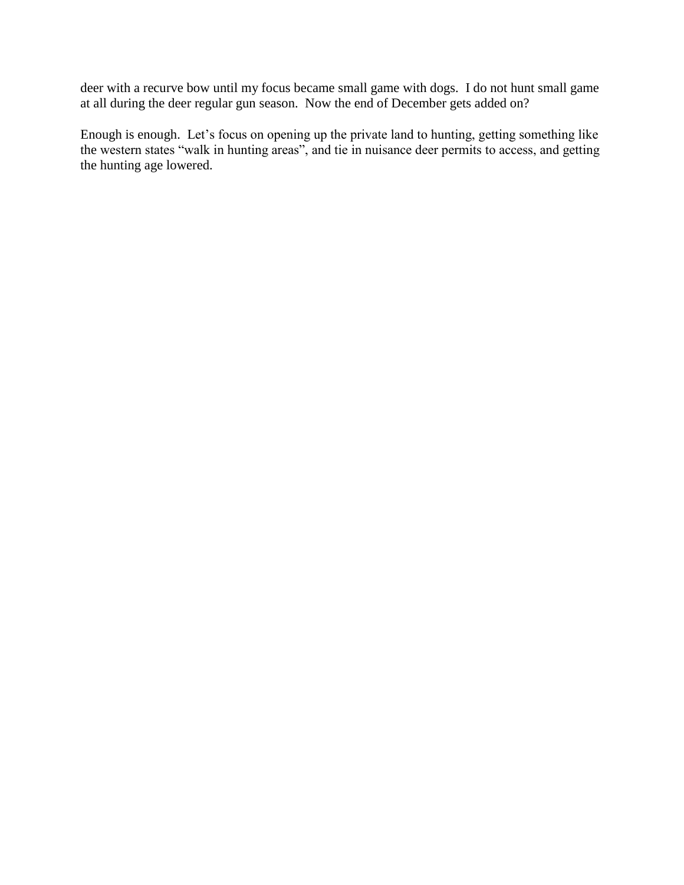deer with a recurve bow until my focus became small game with dogs.  I do not hunt small game at all during the deer regular gun season.  Now the end of December gets added on?

Enough is enough.  Let's focus on opening up the private land to hunting, getting something like the western states "walk in hunting areas", and tie in nuisance deer permits to access, and getting the hunting age lowered.